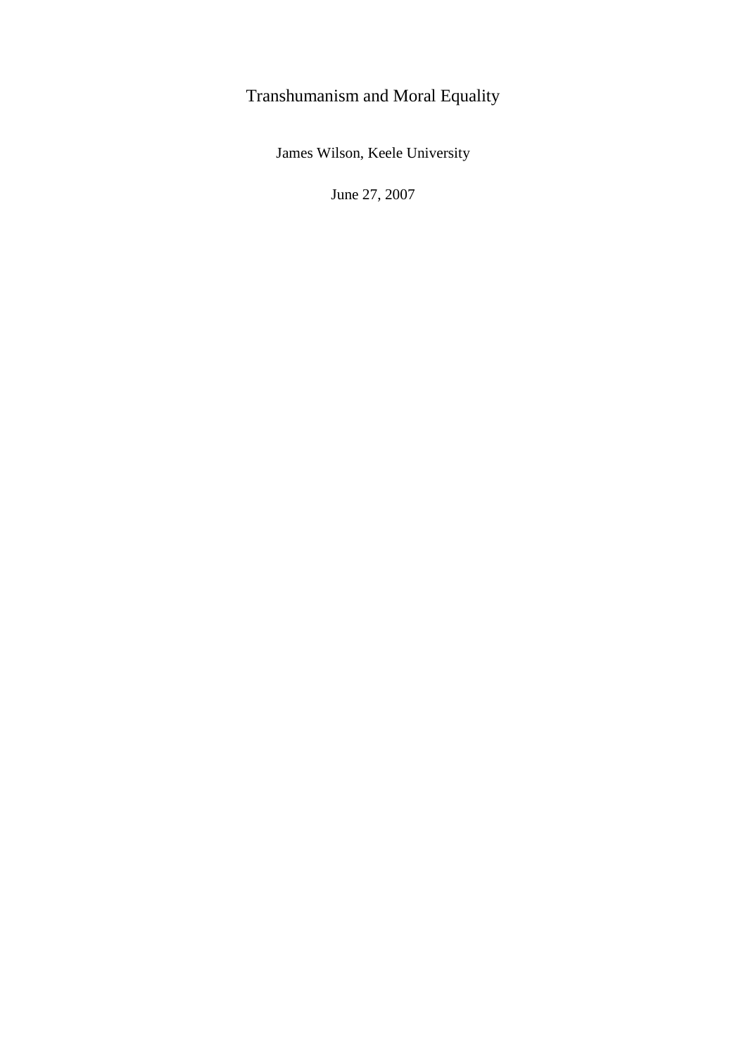# Transhumanism and Moral Equality

James Wilson, Keele University

June 27, 2007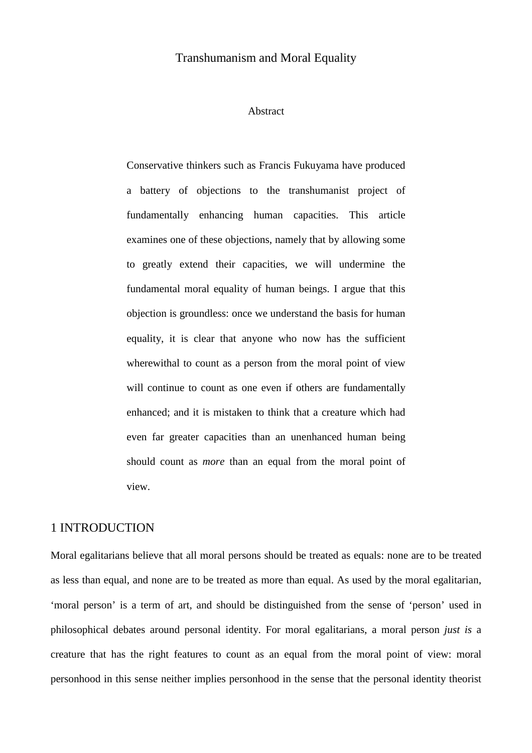# Transhumanism and Moral Equality

## Abstract

Conservative thinkers such as Francis Fukuyama have produced a battery of objections to the transhumanist project of fundamentally enhancing human capacities. This article examines one of these objections, namely that by allowing some to greatly extend their capacities, we will undermine the fundamental moral equality of human beings. I argue that this objection is groundless: once we understand the basis for human equality, it is clear that anyone who now has the sufficient wherewithal to count as a person from the moral point of view will continue to count as one even if others are fundamentally enhanced; and it is mistaken to think that a creature which had even far greater capacities than an unenhanced human being should count as *more* than an equal from the moral point of view.

## 1 INTRODUCTION

Moral egalitarians believe that all moral persons should be treated as equals: none are to be treated as less than equal, and none are to be treated as more than equal. As used by the moral egalitarian, 'moral person' is a term of art, and should be distinguished from the sense of 'person' used in philosophical debates around personal identity. For moral egalitarians, a moral person *just is* a creature that has the right features to count as an equal from the moral point of view: moral personhood in this sense neither implies personhood in the sense that the personal identity theorist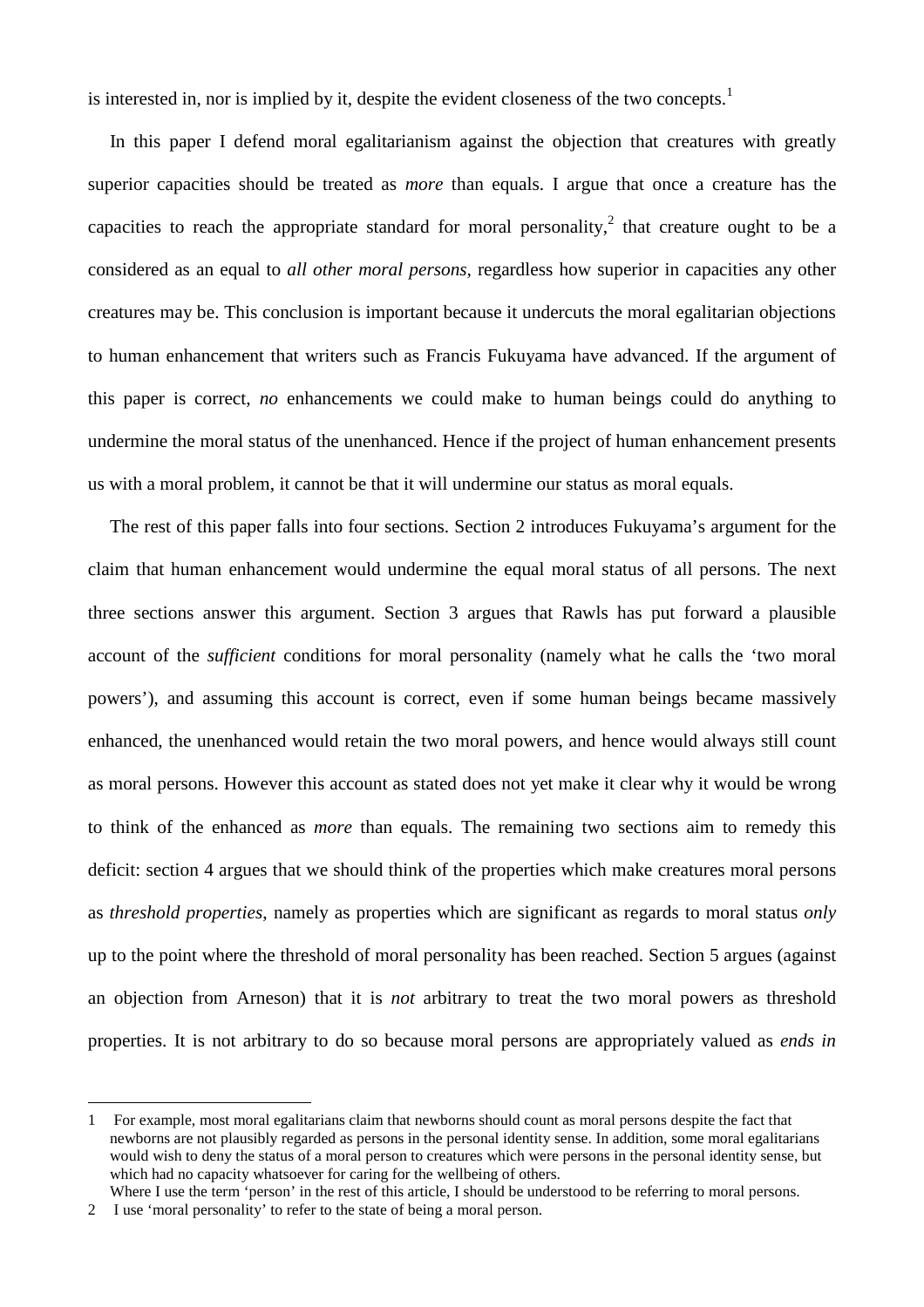is interested in, nor is implied by it, despite the evident closeness of the two concepts.[1]

In this paper I defend moral egalitarianism against the objection that creatures with greatly superior capacities should be treated as *more* than equals. I argue that once a creature has the capacities to reach the appropriate standard for moral personality,[2] that creature ought to be a considered as an equal to *all other moral persons*, regardless how superior in capacities any other creatures may be. This conclusion is important because it undercuts the moral egalitarian objections to human enhancement that writers such as Francis Fukuyama have advanced. If the argument of this paper is correct, *no* enhancements we could make to human beings could do anything to undermine the moral status of the unenhanced. Hence if the project of human enhancement presents us with a moral problem, it cannot be that it will undermine our status as moral equals.

The rest of this paper falls into four sections. Section 2 introduces Fukuyama's argument for the claim that human enhancement would undermine the equal moral status of all persons. The next three sections answer this argument. Section 3 argues that Rawls has put forward a plausible account of the *sufficient* conditions for moral personality (namely what he calls the 'two moral powers'), and assuming this account is correct, even if some human beings became massively enhanced, the unenhanced would retain the two moral powers, and hence would always still count as moral persons. However this account as stated does not yet make it clear why it would be wrong to think of the enhanced as *more* than equals. The remaining two sections aim to remedy this deficit: section 4 argues that we should think of the properties which make creatures moral persons as *threshold properties*, namely as properties which are significant as regards to moral status *only* up to the point where the threshold of moral personality has been reached. Section 5 argues (against an objection from Arneson) that it is *not* arbitrary to treat the two moral powers as threshold properties. It is not arbitrary to do so because moral persons are appropriately valued as *ends in*

---

1 For example, most moral egalitarians claim that newborns should count as moral persons despite the fact that newborns are not plausibly regarded as persons in the personal identity sense. In addition, some moral egalitarians would wish to deny the status of a moral person to creatures which were persons in the personal identity sense, but which had no capacity whatsoever for caring for the wellbeing of others.
Where I use the term 'person' in the rest of this article, I should be understood to be referring to moral persons.

2 I use 'moral personality' to refer to the state of being a moral person.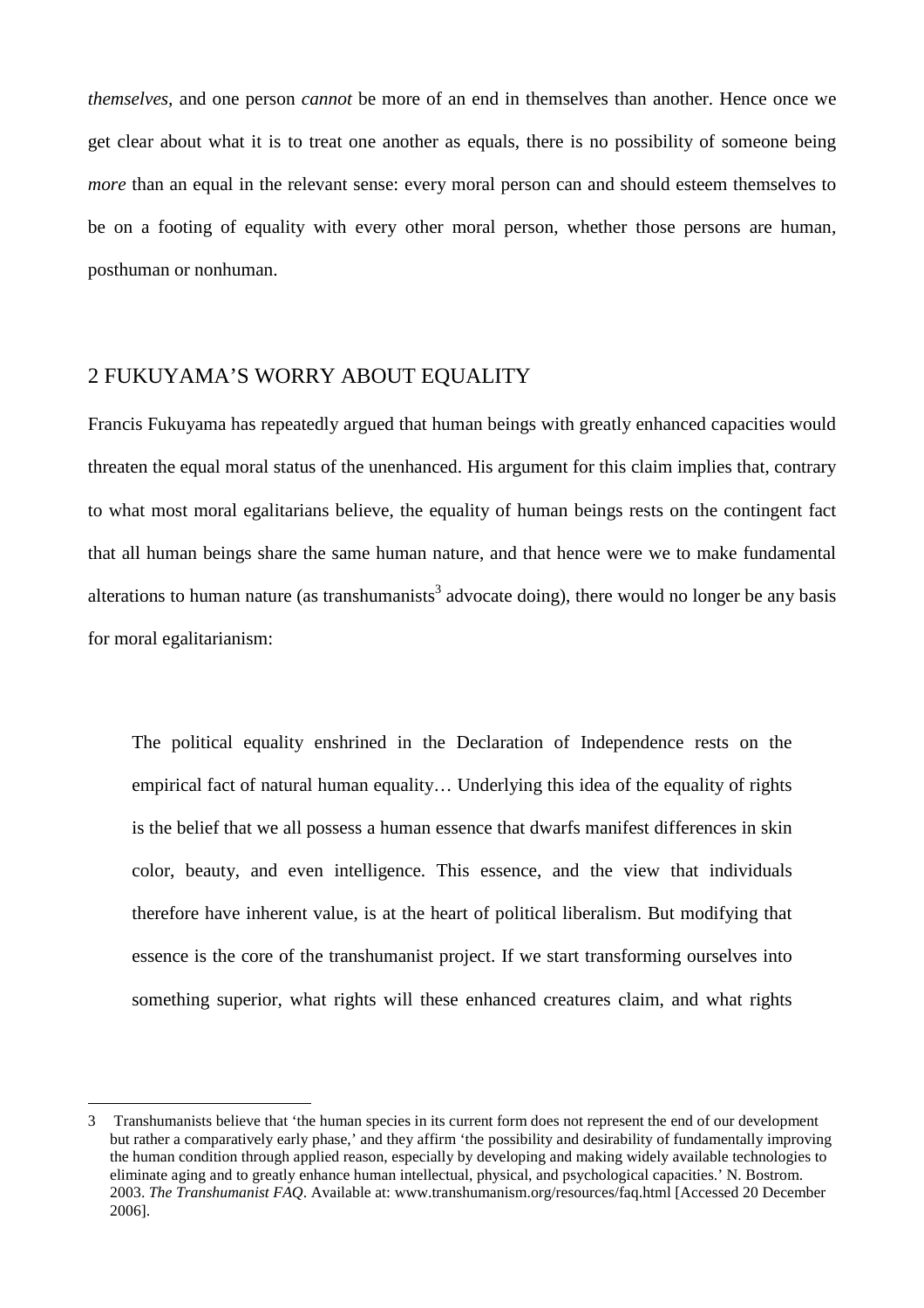*themselves*, and one person *cannot* be more of an end in themselves than another. Hence once we get clear about what it is to treat one another as equals, there is no possibility of someone being *more* than an equal in the relevant sense: every moral person can and should esteem themselves to be on a footing of equality with every other moral person, whether those persons are human, posthuman or nonhuman.

## 2 FUKUYAMA'S WORRY ABOUT EQUALITY

Francis Fukuyama has repeatedly argued that human beings with greatly enhanced capacities would threaten the equal moral status of the unenhanced. His argument for this claim implies that, contrary to what most moral egalitarians believe, the equality of human beings rests on the contingent fact that all human beings share the same human nature, and that hence were we to make fundamental alterations to human nature (as transhumanists[3] advocate doing), there would no longer be any basis for moral egalitarianism:

> The political equality enshrined in the Declaration of Independence rests on the empirical fact of natural human equality… Underlying this idea of the equality of rights is the belief that we all possess a human essence that dwarfs manifest differences in skin color, beauty, and even intelligence. This essence, and the view that individuals therefore have inherent value, is at the heart of political liberalism. But modifying that essence is the core of the transhumanist project. If we start transforming ourselves into something superior, what rights will these enhanced creatures claim, and what rights

3 Transhumanists believe that 'the human species in its current form does not represent the end of our development but rather a comparatively early phase,' and they affirm 'the possibility and desirability of fundamentally improving the human condition through applied reason, especially by developing and making widely available technologies to eliminate aging and to greatly enhance human intellectual, physical, and psychological capacities.' N. Bostrom. 2003. *The Transhumanist FAQ*. Available at: www.transhumanism.org/resources/faq.html [Accessed 20 December 2006].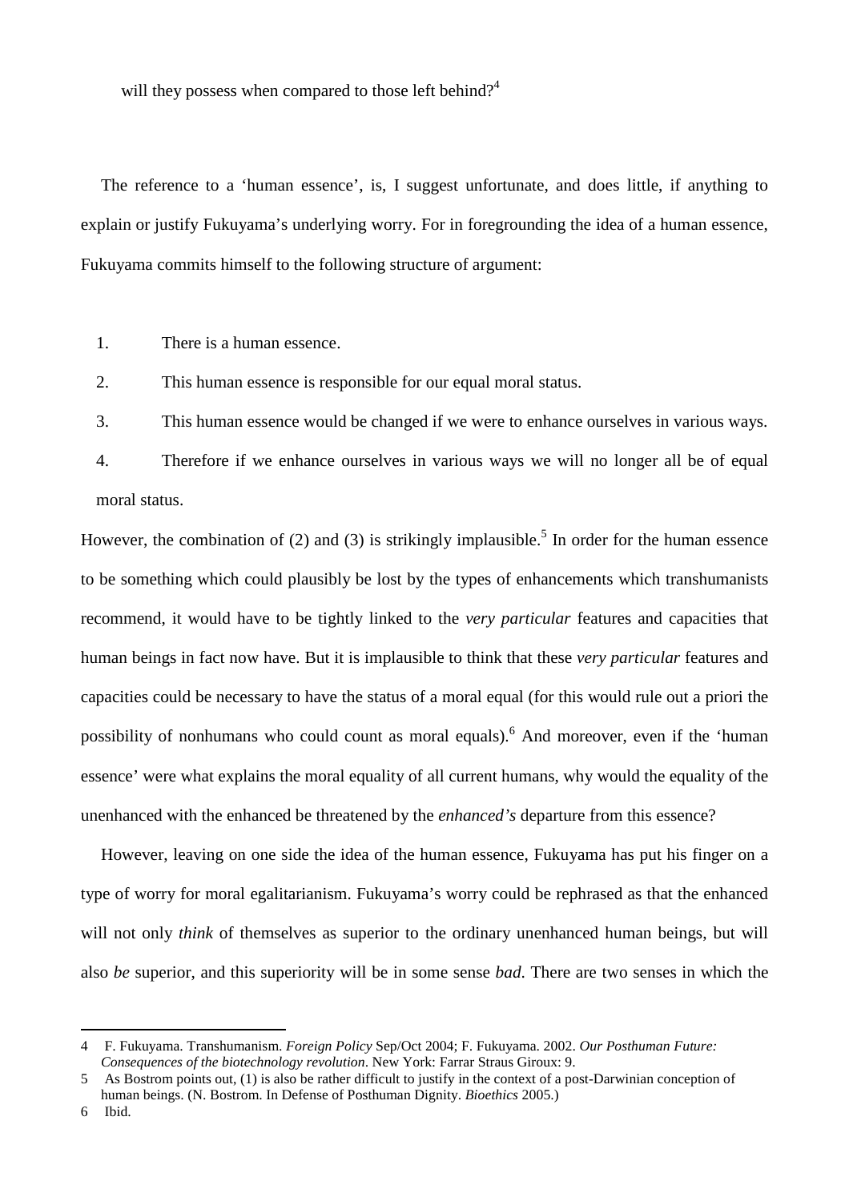will they possess when compared to those left behind?[4]

The reference to a 'human essence', is, I suggest unfortunate, and does little, if anything to explain or justify Fukuyama's underlying worry. For in foregrounding the idea of a human essence, Fukuyama commits himself to the following structure of argument:

1. There is a human essence.
2. This human essence is responsible for our equal moral status.
3. This human essence would be changed if we were to enhance ourselves in various ways.
4. Therefore if we enhance ourselves in various ways we will no longer all be of equal moral status.

However, the combination of (2) and (3) is strikingly implausible.[5] In order for the human essence to be something which could plausibly be lost by the types of enhancements which transhumanists recommend, it would have to be tightly linked to the *very particular* features and capacities that human beings in fact now have. But it is implausible to think that these *very particular* features and capacities could be necessary to have the status of a moral equal (for this would rule out a priori the possibility of nonhumans who could count as moral equals).[6] And moreover, even if the 'human essence' were what explains the moral equality of all current humans, why would the equality of the unenhanced with the enhanced be threatened by the *enhanced's* departure from this essence?

However, leaving on one side the idea of the human essence, Fukuyama has put his finger on a type of worry for moral egalitarianism. Fukuyama's worry could be rephrased as that the enhanced will not only *think* of themselves as superior to the ordinary unenhanced human beings, but will also *be* superior, and this superiority will be in some sense *bad*. There are two senses in which the

---

4 F. Fukuyama. Transhumanism. *Foreign Policy* Sep/Oct 2004; F. Fukuyama. 2002. *Our Posthuman Future: Consequences of the biotechnology revolution*. New York: Farrar Straus Giroux: 9.

5 As Bostrom points out, (1) is also be rather difficult to justify in the context of a post-Darwinian conception of human beings. (N. Bostrom. In Defense of Posthuman Dignity. *Bioethics* 2005.)

6 Ibid.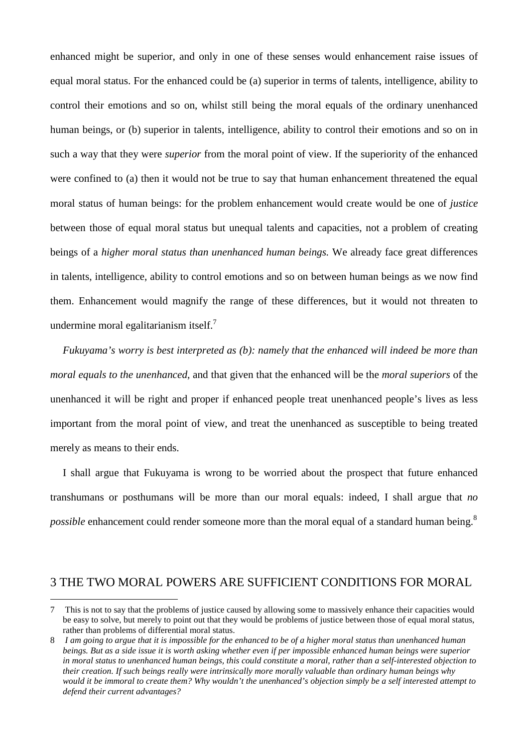enhanced might be superior, and only in one of these senses would enhancement raise issues of equal moral status. For the enhanced could be (a) superior in terms of talents, intelligence, ability to control their emotions and so on, whilst still being the moral equals of the ordinary unenhanced human beings, or (b) superior in talents, intelligence, ability to control their emotions and so on in such a way that they were *superior* from the moral point of view. If the superiority of the enhanced were confined to (a) then it would not be true to say that human enhancement threatened the equal moral status of human beings: for the problem enhancement would create would be one of *justice* between those of equal moral status but unequal talents and capacities, not a problem of creating beings of a *higher moral status than unenhanced human beings.* We already face great differences in talents, intelligence, ability to control emotions and so on between human beings as we now find them. Enhancement would magnify the range of these differences, but it would not threaten to undermine moral egalitarianism itself.[7]

*Fukuyama's worry is best interpreted as (b): namely that the enhanced will indeed be more than moral equals to the unenhanced*, and that given that the enhanced will be the *moral superiors* of the unenhanced it will be right and proper if enhanced people treat unenhanced people's lives as less important from the moral point of view, and treat the unenhanced as susceptible to being treated merely as means to their ends.

I shall argue that Fukuyama is wrong to be worried about the prospect that future enhanced transhumans or posthumans will be more than our moral equals: indeed, I shall argue that *no possible* enhancement could render someone more than the moral equal of a standard human being.[8]

## 3 THE TWO MORAL POWERS ARE SUFFICIENT CONDITIONS FOR MORAL

7 This is not to say that the problems of justice caused by allowing some to massively enhance their capacities would be easy to solve, but merely to point out that they would be problems of justice between those of equal moral status, rather than problems of differential moral status.

8 *I am going to argue that it is impossible for the enhanced to be of a higher moral status than unenhanced human beings. But as a side issue it is worth asking whether even if per impossible enhanced human beings were superior in moral status to unenhanced human beings, this could constitute a moral, rather than a self-interested objection to their creation. If such beings really were intrinsically more morally valuable than ordinary human beings why would it be immoral to create them? Why wouldn't the unenhanced's objection simply be a self interested attempt to defend their current advantages?*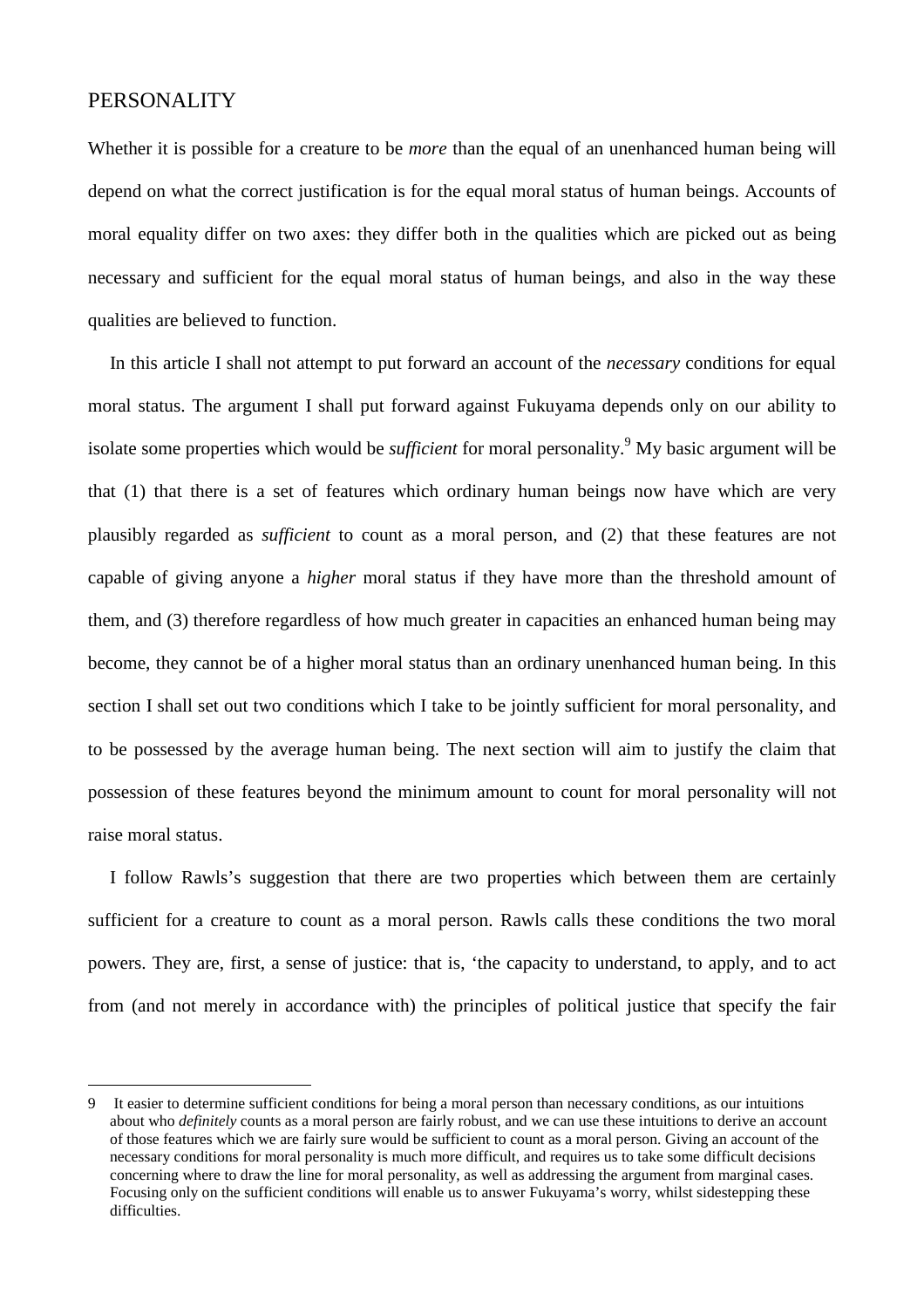## PERSONALITY

Whether it is possible for a creature to be *more* than the equal of an unenhanced human being will depend on what the correct justification is for the equal moral status of human beings. Accounts of moral equality differ on two axes: they differ both in the qualities which are picked out as being necessary and sufficient for the equal moral status of human beings, and also in the way these qualities are believed to function.

In this article I shall not attempt to put forward an account of the *necessary* conditions for equal moral status. The argument I shall put forward against Fukuyama depends only on our ability to isolate some properties which would be *sufficient* for moral personality.[9] My basic argument will be that (1) that there is a set of features which ordinary human beings now have which are very plausibly regarded as *sufficient* to count as a moral person, and (2) that these features are not capable of giving anyone a *higher* moral status if they have more than the threshold amount of them, and (3) therefore regardless of how much greater in capacities an enhanced human being may become, they cannot be of a higher moral status than an ordinary unenhanced human being. In this section I shall set out two conditions which I take to be jointly sufficient for moral personality, and to be possessed by the average human being. The next section will aim to justify the claim that possession of these features beyond the minimum amount to count for moral personality will not raise moral status.

I follow Rawls's suggestion that there are two properties which between them are certainly sufficient for a creature to count as a moral person. Rawls calls these conditions the two moral powers. They are, first, a sense of justice: that is, 'the capacity to understand, to apply, and to act from (and not merely in accordance with) the principles of political justice that specify the fair

---

9 It easier to determine sufficient conditions for being a moral person than necessary conditions, as our intuitions about who *definitely* counts as a moral person are fairly robust, and we can use these intuitions to derive an account of those features which we are fairly sure would be sufficient to count as a moral person. Giving an account of the necessary conditions for moral personality is much more difficult, and requires us to take some difficult decisions concerning where to draw the line for moral personality, as well as addressing the argument from marginal cases. Focusing only on the sufficient conditions will enable us to answer Fukuyama's worry, whilst sidestepping these difficulties.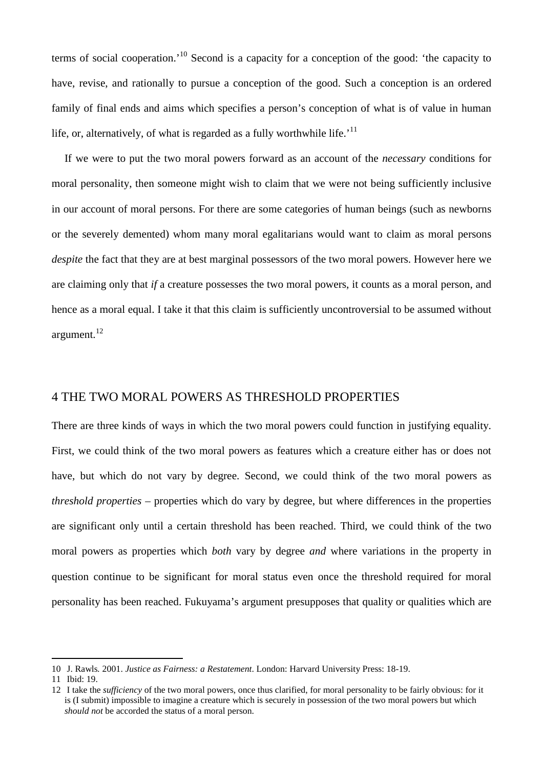terms of social cooperation.'[10] Second is a capacity for a conception of the good: 'the capacity to have, revise, and rationally to pursue a conception of the good. Such a conception is an ordered family of final ends and aims which specifies a person's conception of what is of value in human life, or, alternatively, of what is regarded as a fully worthwhile life.'[11]

If we were to put the two moral powers forward as an account of the *necessary* conditions for moral personality, then someone might wish to claim that we were not being sufficiently inclusive in our account of moral persons. For there are some categories of human beings (such as newborns or the severely demented) whom many moral egalitarians would want to claim as moral persons *despite* the fact that they are at best marginal possessors of the two moral powers. However here we are claiming only that *if* a creature possesses the two moral powers, it counts as a moral person, and hence as a moral equal. I take it that this claim is sufficiently uncontroversial to be assumed without argument.[12]

## 4 THE TWO MORAL POWERS AS THRESHOLD PROPERTIES

There are three kinds of ways in which the two moral powers could function in justifying equality. First, we could think of the two moral powers as features which a creature either has or does not have, but which do not vary by degree. Second, we could think of the two moral powers as *threshold properties* – properties which do vary by degree, but where differences in the properties are significant only until a certain threshold has been reached. Third, we could think of the two moral powers as properties which *both* vary by degree *and* where variations in the property in question continue to be significant for moral status even once the threshold required for moral personality has been reached. Fukuyama's argument presupposes that quality or qualities which are

---

10 J. Rawls. 2001. *Justice as Fairness: a Restatement*. London: Harvard University Press: 18-19.

11 Ibid: 19.

12 I take the *sufficiency* of the two moral powers, once thus clarified, for moral personality to be fairly obvious: for it is (I submit) impossible to imagine a creature which is securely in possession of the two moral powers but which *should not* be accorded the status of a moral person.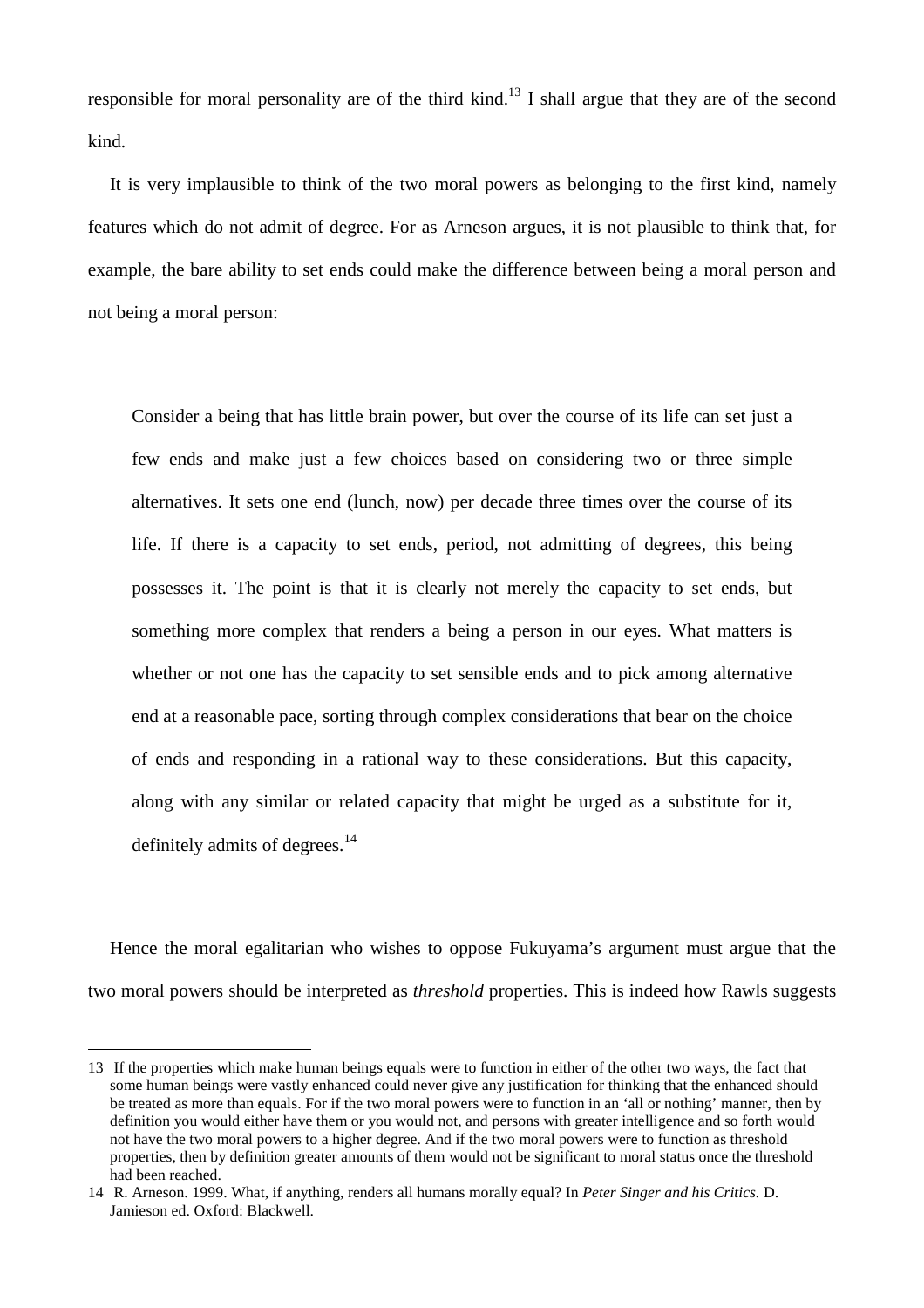responsible for moral personality are of the third kind.[13] I shall argue that they are of the second kind.

It is very implausible to think of the two moral powers as belonging to the first kind, namely features which do not admit of degree. For as Arneson argues, it is not plausible to think that, for example, the bare ability to set ends could make the difference between being a moral person and not being a moral person:

> Consider a being that has little brain power, but over the course of its life can set just a few ends and make just a few choices based on considering two or three simple alternatives. It sets one end (lunch, now) per decade three times over the course of its life. If there is a capacity to set ends, period, not admitting of degrees, this being possesses it. The point is that it is clearly not merely the capacity to set ends, but something more complex that renders a being a person in our eyes. What matters is whether or not one has the capacity to set sensible ends and to pick among alternative end at a reasonable pace, sorting through complex considerations that bear on the choice of ends and responding in a rational way to these considerations. But this capacity, along with any similar or related capacity that might be urged as a substitute for it, definitely admits of degrees.[14]

Hence the moral egalitarian who wishes to oppose Fukuyama's argument must argue that the two moral powers should be interpreted as *threshold* properties. This is indeed how Rawls suggests

---

13 If the properties which make human beings equals were to function in either of the other two ways, the fact that some human beings were vastly enhanced could never give any justification for thinking that the enhanced should be treated as more than equals. For if the two moral powers were to function in an 'all or nothing' manner, then by definition you would either have them or you would not, and persons with greater intelligence and so forth would not have the two moral powers to a higher degree. And if the two moral powers were to function as threshold properties, then by definition greater amounts of them would not be significant to moral status once the threshold had been reached.

14 R. Arneson. 1999. What, if anything, renders all humans morally equal? In *Peter Singer and his Critics*. D. Jamieson ed. Oxford: Blackwell.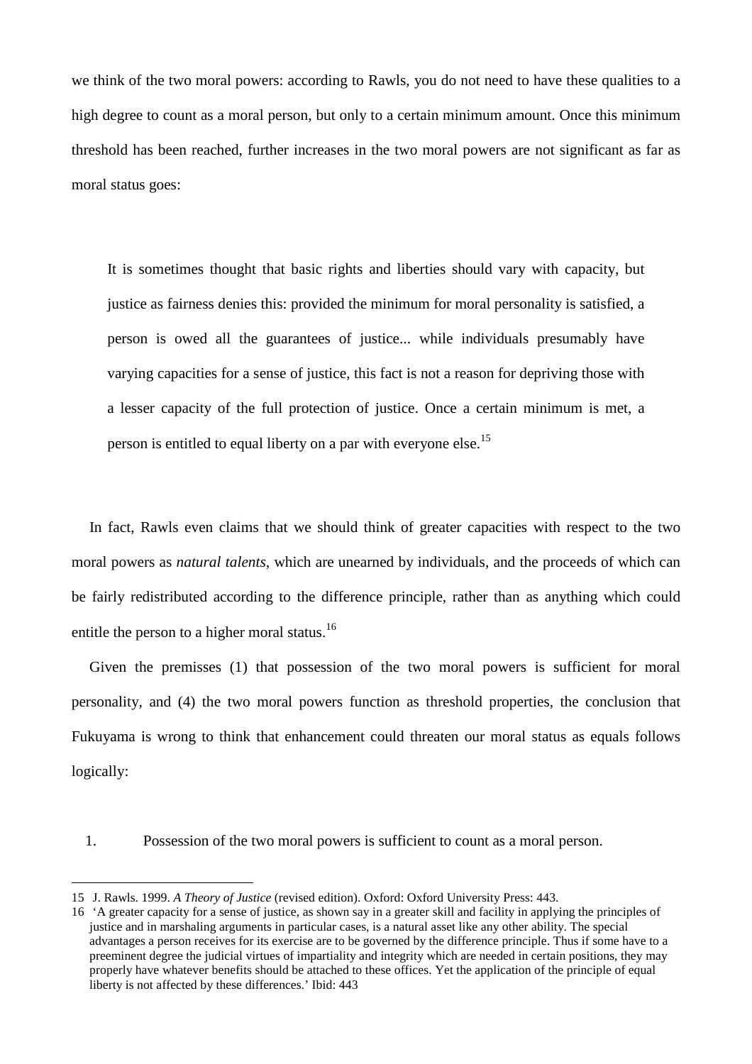we think of the two moral powers: according to Rawls, you do not need to have these qualities to a high degree to count as a moral person, but only to a certain minimum amount. Once this minimum threshold has been reached, further increases in the two moral powers are not significant as far as moral status goes:

> It is sometimes thought that basic rights and liberties should vary with capacity, but justice as fairness denies this: provided the minimum for moral personality is satisfied, a person is owed all the guarantees of justice... while individuals presumably have varying capacities for a sense of justice, this fact is not a reason for depriving those with a lesser capacity of the full protection of justice. Once a certain minimum is met, a person is entitled to equal liberty on a par with everyone else.[15]

In fact, Rawls even claims that we should think of greater capacities with respect to the two moral powers as *natural talents*, which are unearned by individuals, and the proceeds of which can be fairly redistributed according to the difference principle, rather than as anything which could entitle the person to a higher moral status.[16]

Given the premisses (1) that possession of the two moral powers is sufficient for moral personality, and (4) the two moral powers function as threshold properties, the conclusion that Fukuyama is wrong to think that enhancement could threaten our moral status as equals follows logically:

1. Possession of the two moral powers is sufficient to count as a moral person.

---

15 J. Rawls. 1999. *A Theory of Justice* (revised edition). Oxford: Oxford University Press: 443.

16 'A greater capacity for a sense of justice, as shown say in a greater skill and facility in applying the principles of justice and in marshaling arguments in particular cases, is a natural asset like any other ability. The special advantages a person receives for its exercise are to be governed by the difference principle. Thus if some have to a preeminent degree the judicial virtues of impartiality and integrity which are needed in certain positions, they may properly have whatever benefits should be attached to these offices. Yet the application of the principle of equal liberty is not affected by these differences.' Ibid: 443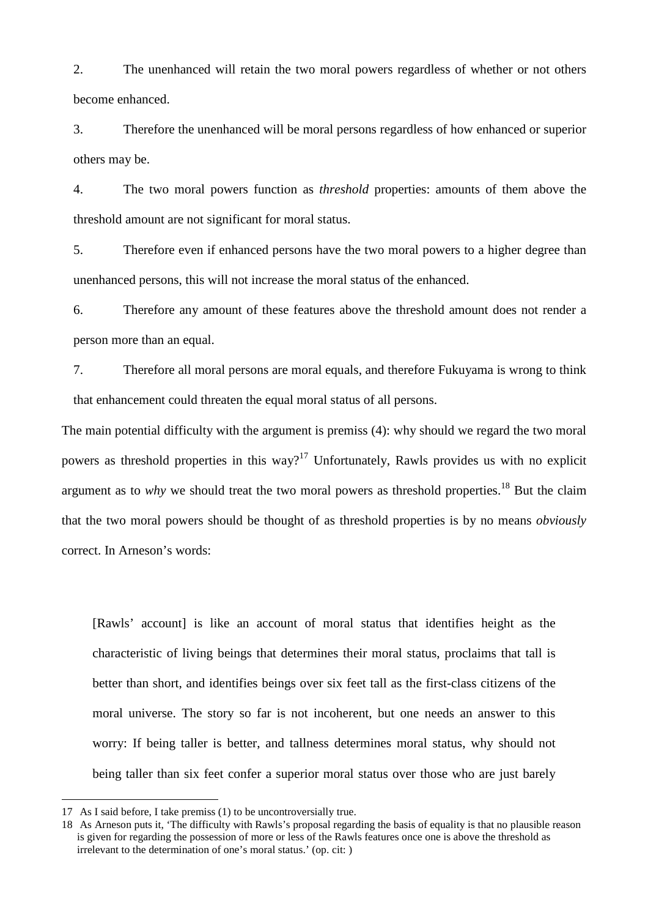2. The unenhanced will retain the two moral powers regardless of whether or not others become enhanced.

3. Therefore the unenhanced will be moral persons regardless of how enhanced or superior others may be.

4. The two moral powers function as *threshold* properties: amounts of them above the threshold amount are not significant for moral status.

5. Therefore even if enhanced persons have the two moral powers to a higher degree than unenhanced persons, this will not increase the moral status of the enhanced.

6. Therefore any amount of these features above the threshold amount does not render a person more than an equal.

7. Therefore all moral persons are moral equals, and therefore Fukuyama is wrong to think that enhancement could threaten the equal moral status of all persons.

The main potential difficulty with the argument is premiss (4): why should we regard the two moral powers as threshold properties in this way?[17] Unfortunately, Rawls provides us with no explicit argument as to *why* we should treat the two moral powers as threshold properties.[18] But the claim that the two moral powers should be thought of as threshold properties is by no means *obviously* correct. In Arneson's words:

> [Rawls' account] is like an account of moral status that identifies height as the characteristic of living beings that determines their moral status, proclaims that tall is better than short, and identifies beings over six feet tall as the first-class citizens of the moral universe. The story so far is not incoherent, but one needs an answer to this worry: If being taller is better, and tallness determines moral status, why should not being taller than six feet confer a superior moral status over those who are just barely

---

17 As I said before, I take premiss (1) to be uncontroversially true.

18 As Arneson puts it, 'The difficulty with Rawls's proposal regarding the basis of equality is that no plausible reason is given for regarding the possession of more or less of the Rawls features once one is above the threshold as irrelevant to the determination of one's moral status.' (op. cit: )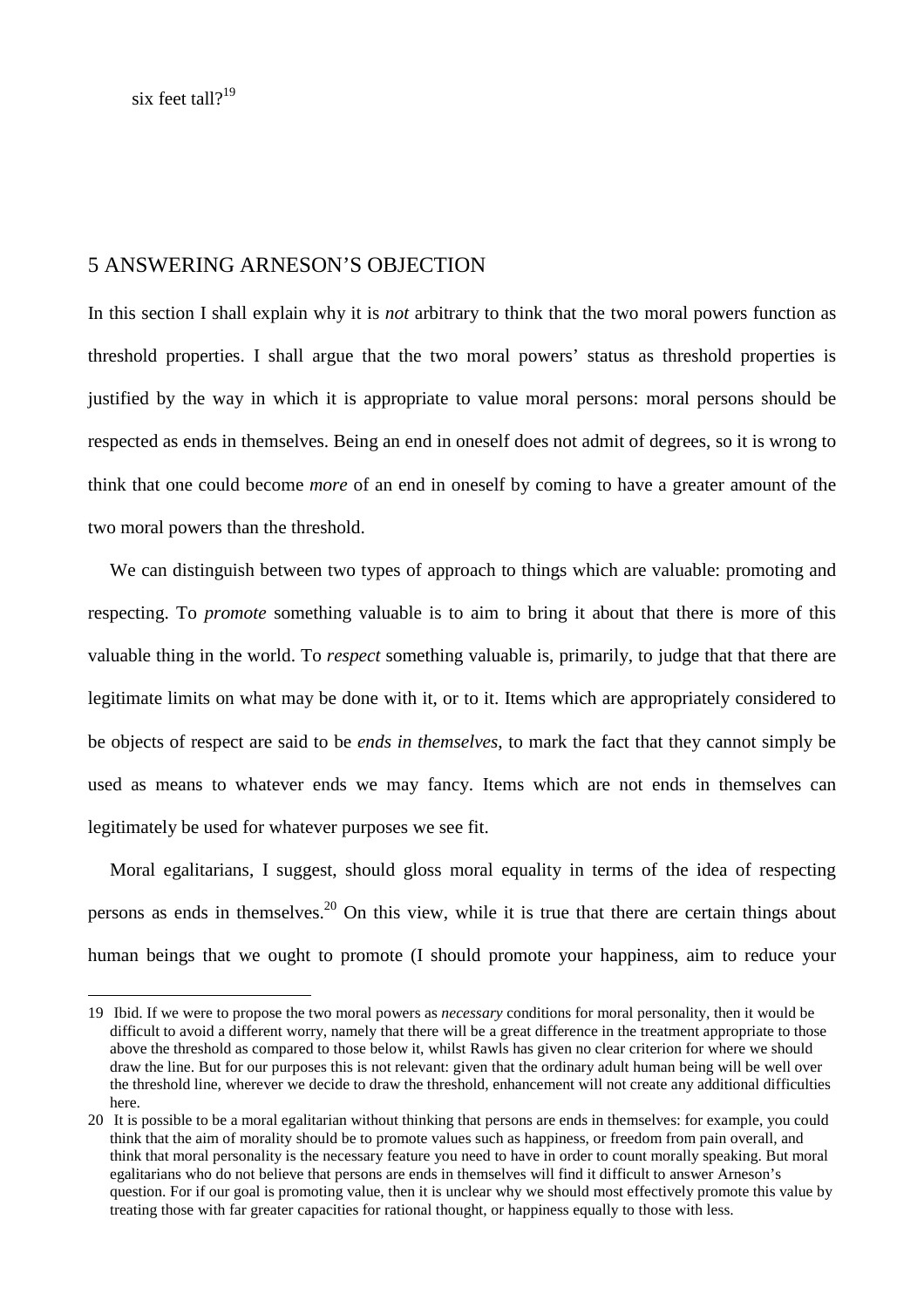six feet tall?[19]

## 5 ANSWERING ARNESON'S OBJECTION

In this section I shall explain why it is *not* arbitrary to think that the two moral powers function as threshold properties. I shall argue that the two moral powers' status as threshold properties is justified by the way in which it is appropriate to value moral persons: moral persons should be respected as ends in themselves. Being an end in oneself does not admit of degrees, so it is wrong to think that one could become *more* of an end in oneself by coming to have a greater amount of the two moral powers than the threshold.

We can distinguish between two types of approach to things which are valuable: promoting and respecting. To *promote* something valuable is to aim to bring it about that there is more of this valuable thing in the world. To *respect* something valuable is, primarily, to judge that that there are legitimate limits on what may be done with it, or to it. Items which are appropriately considered to be objects of respect are said to be *ends in themselves*, to mark the fact that they cannot simply be used as means to whatever ends we may fancy. Items which are not ends in themselves can legitimately be used for whatever purposes we see fit.

Moral egalitarians, I suggest, should gloss moral equality in terms of the idea of respecting persons as ends in themselves.[20] On this view, while it is true that there are certain things about human beings that we ought to promote (I should promote your happiness, aim to reduce your

---

19 Ibid. If we were to propose the two moral powers as *necessary* conditions for moral personality, then it would be difficult to avoid a different worry, namely that there will be a great difference in the treatment appropriate to those above the threshold as compared to those below it, whilst Rawls has given no clear criterion for where we should draw the line. But for our purposes this is not relevant: given that the ordinary adult human being will be well over the threshold line, wherever we decide to draw the threshold, enhancement will not create any additional difficulties here.

20 It is possible to be a moral egalitarian without thinking that persons are ends in themselves: for example, you could think that the aim of morality should be to promote values such as happiness, or freedom from pain overall, and think that moral personality is the necessary feature you need to have in order to count morally speaking. But moral egalitarians who do not believe that persons are ends in themselves will find it difficult to answer Arneson's question. For if our goal is promoting value, then it is unclear why we should most effectively promote this value by treating those with far greater capacities for rational thought, or happiness equally to those with less.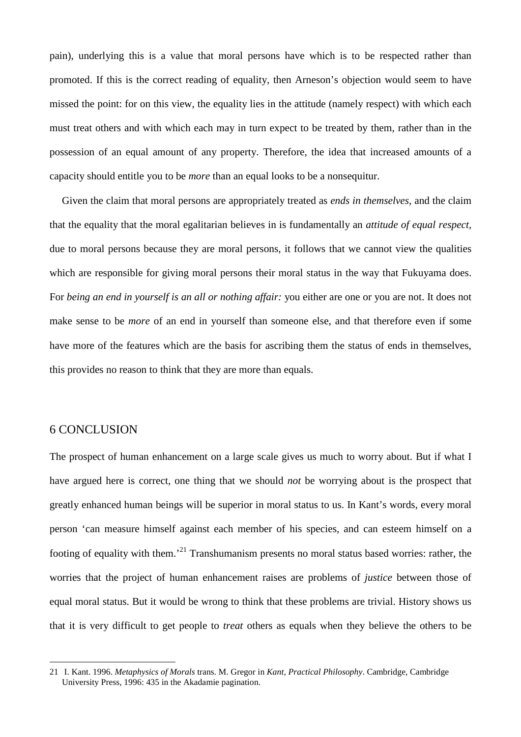pain), underlying this is a value that moral persons have which is to be respected rather than promoted. If this is the correct reading of equality, then Arneson's objection would seem to have missed the point: for on this view, the equality lies in the attitude (namely respect) with which each must treat others and with which each may in turn expect to be treated by them, rather than in the possession of an equal amount of any property. Therefore, the idea that increased amounts of a capacity should entitle you to be *more* than an equal looks to be a nonsequitur.

Given the claim that moral persons are appropriately treated as *ends in themselves*, and the claim that the equality that the moral egalitarian believes in is fundamentally an *attitude of equal respect*, due to moral persons because they are moral persons, it follows that we cannot view the qualities which are responsible for giving moral persons their moral status in the way that Fukuyama does. For *being an end in yourself is an all or nothing affair:* you either are one or you are not. It does not make sense to be *more* of an end in yourself than someone else, and that therefore even if some have more of the features which are the basis for ascribing them the status of ends in themselves, this provides no reason to think that they are more than equals.

## 6 CONCLUSION

The prospect of human enhancement on a large scale gives us much to worry about. But if what I have argued here is correct, one thing that we should *not* be worrying about is the prospect that greatly enhanced human beings will be superior in moral status to us. In Kant's words, every moral person 'can measure himself against each member of his species, and can esteem himself on a footing of equality with them.'[21] Transhumanism presents no moral status based worries: rather, the worries that the project of human enhancement raises are problems of *justice* between those of equal moral status. But it would be wrong to think that these problems are trivial. History shows us that it is very difficult to get people to *treat* others as equals when they believe the others to be

21 I. Kant. 1996. *Metaphysics of Morals* trans. M. Gregor in *Kant, Practical Philosophy*. Cambridge, Cambridge University Press, 1996: 435 in the Akadamie pagination.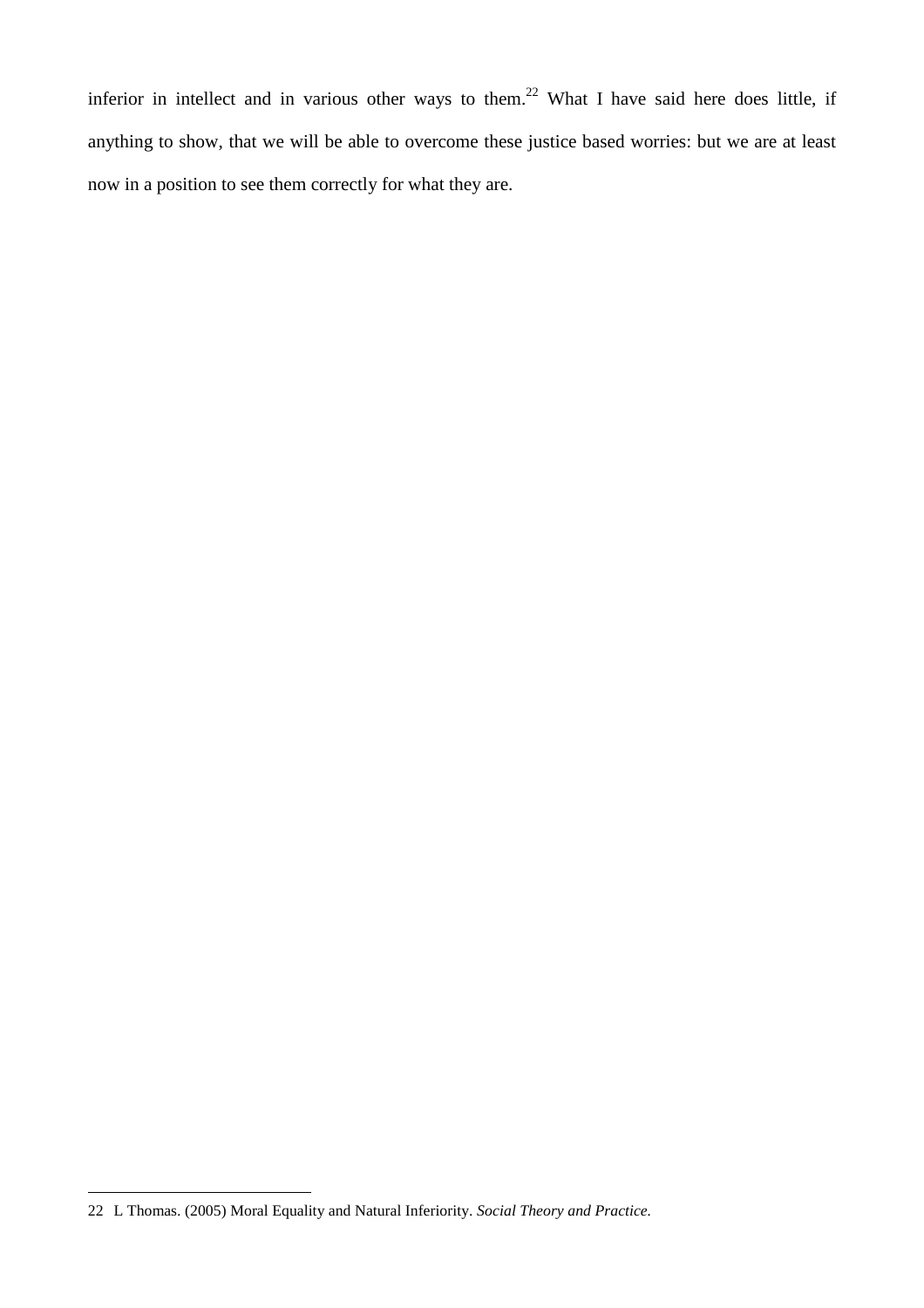inferior in intellect and in various other ways to them.[22] What I have said here does little, if anything to show, that we will be able to overcome these justice based worries: but we are at least now in a position to see them correctly for what they are.

---

22 L Thomas. (2005) Moral Equality and Natural Inferiority. *Social Theory and Practice.*